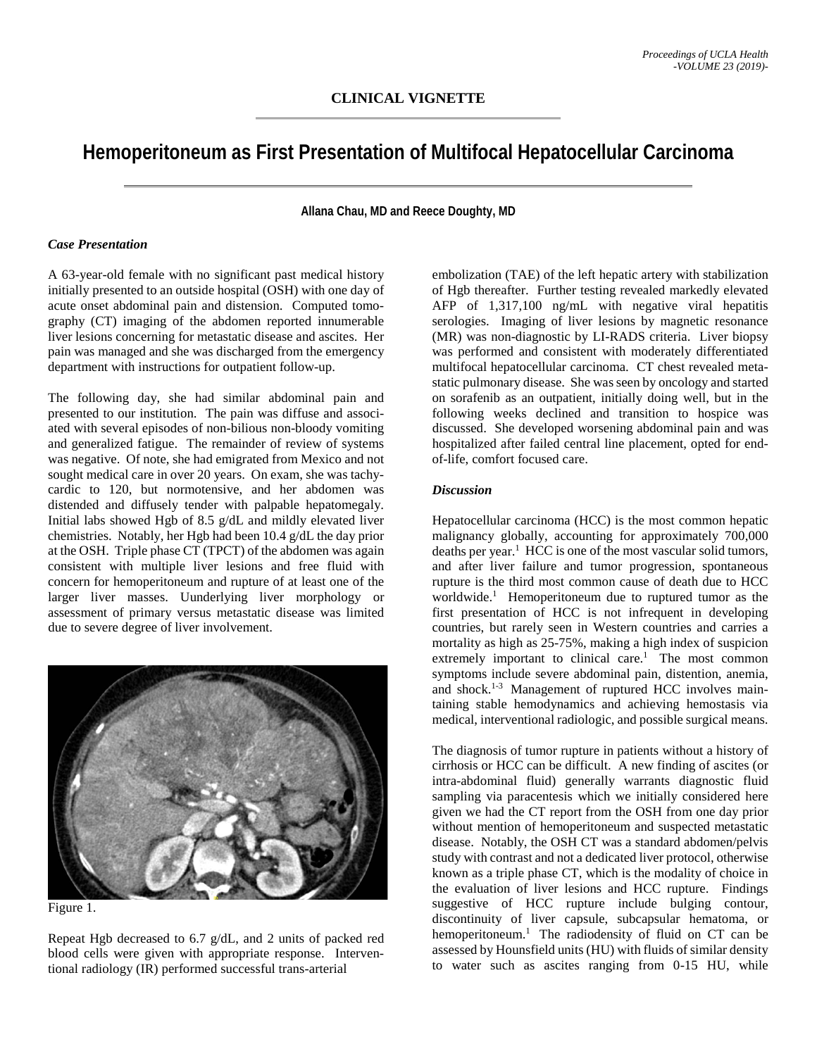**CLINICAL VIGNETTE**

# Hemoperitoneum as First Presentation of Multifocal Hepatocellular Carcinoma

**Allana Chau, MD and Reece Doughty, MD**

### *Case Presentation*

A 63-year-old female with no significant past medical history initially presented to an outside hospital (OSH) with one day of acute onset abdominal pain and distension. Computed tomography (CT) imaging of the abdomen reported innumerable liver lesions concerning for metastatic disease and ascites. Her pain was managed and she was discharged from the emergency department with instructions for outpatient follow-up.

The following day, she had similar abdominal pain and presented to our institution. The pain was diffuse and associated with several episodes of non-bilious non-bloody vomiting and generalized fatigue. The remainder of review of systems was negative. Of note, she had emigrated from Mexico and not sought medical care in over 20 years. On exam, she was tachycardic to 120, but normotensive, and her abdomen was distended and diffusely tender with palpable hepatomegaly. Initial labs showed Hgb of 8.5 g/dL and mildly elevated liver chemistries. Notably, her Hgb had been 10.4 g/dL the day prior at the OSH. Triple phase CT (TPCT) of the abdomen was again consistent with multiple liver lesions and free fluid with concern for hemoperitoneum and rupture of at least one of the larger liver masses. Uunderlying liver morphology or assessment of primary versus metastatic disease was limited due to severe degree of liver involvement.

Figure 1.

Repeat Hgb decreased to 6.7 g/dL, and 2 units of packed red blood cells were given with appropriate response. Interventional radiology (IR) performed successful trans-arterial embolization (TAE) of the left hepatic artery with stabilization of Hgb thereafter. Further testing revealed markedly elevated AFP of 1,317,100 ng/mL with negative viral hepatitis serologies. Imaging of liver lesions by magnetic resonance (MR) was non-diagnostic by LI-RADS criteria. Liver biopsy was performed and consistent with moderately differentiated multifocal hepatocellular carcinoma. CT chest revealed metastatic pulmonary disease. She was seen by oncology and started on sorafenib as an outpatient, initially doing well, but in the following weeks declined and transition to hospice was discussed. She developed worsening abdominal pain and was hospitalized after failed central line placement, opted for end-of-life, comfort focused care.

### *Discussion*

Hepatocellular carcinoma (HCC) is the most common hepatic malignancy globally, accounting for approximately 700,000 deaths per year.[1] HCC is one of the most vascular solid tumors, and after liver failure and tumor progression, spontaneous rupture is the third most common cause of death due to HCC worldwide.[1] Hemoperitoneum due to ruptured tumor as the first presentation of HCC is not infrequent in developing countries, but rarely seen in Western countries and carries a mortality as high as 25-75%, making a high index of suspicion extremely important to clinical care.[1] The most common symptoms include severe abdominal pain, distention, anemia, and shock.[1-3] Management of ruptured HCC involves maintaining stable hemodynamics and achieving hemostasis via medical, interventional radiologic, and possible surgical means.

The diagnosis of tumor rupture in patients without a history of cirrhosis or HCC can be difficult. A new finding of ascites (or intra-abdominal fluid) generally warrants diagnostic fluid sampling via paracentesis which we initially considered here given we had the CT report from the OSH from one day prior without mention of hemoperitoneum and suspected metastatic disease. Notably, the OSH CT was a standard abdomen/pelvis study with contrast and not a dedicated liver protocol, otherwise known as a triple phase CT, which is the modality of choice in the evaluation of liver lesions and HCC rupture. Findings suggestive of HCC rupture include bulging contour, discontinuity of liver capsule, subcapsular hematoma, or hemoperitoneum.[1] The radiodensity of fluid on CT can be assessed by Hounsfield units (HU) with fluids of similar density to water such as ascites ranging from 0-15 HU, while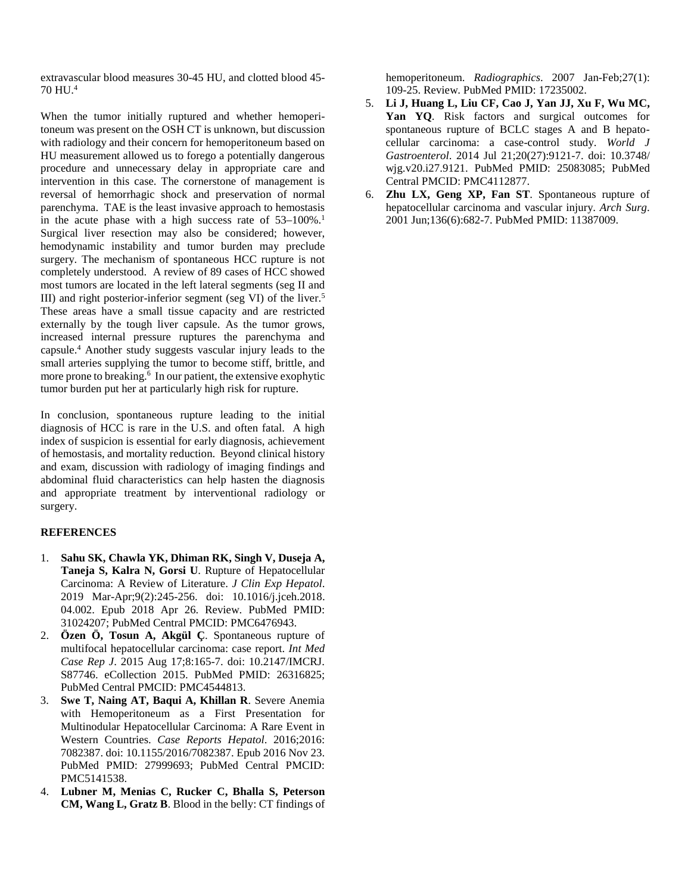extravascular blood measures 30-45 HU, and clotted blood 45-70 HU.[4]

When the tumor initially ruptured and whether hemoperitoneum was present on the OSH CT is unknown, but discussion with radiology and their concern for hemoperitoneum based on HU measurement allowed us to forego a potentially dangerous procedure and unnecessary delay in appropriate care and intervention in this case. The cornerstone of management is reversal of hemorrhagic shock and preservation of normal parenchyma. TAE is the least invasive approach to hemostasis in the acute phase with a high success rate of 53–100%.[1] Surgical liver resection may also be considered; however, hemodynamic instability and tumor burden may preclude surgery. The mechanism of spontaneous HCC rupture is not completely understood. A review of 89 cases of HCC showed most tumors are located in the left lateral segments (seg II and III) and right posterior-inferior segment (seg VI) of the liver.[5] These areas have a small tissue capacity and are restricted externally by the tough liver capsule. As the tumor grows, increased internal pressure ruptures the parenchyma and capsule.[4] Another study suggests vascular injury leads to the small arteries supplying the tumor to become stiff, brittle, and more prone to breaking.[6] In our patient, the extensive exophytic tumor burden put her at particularly high risk for rupture.

In conclusion, spontaneous rupture leading to the initial diagnosis of HCC is rare in the U.S. and often fatal. A high index of suspicion is essential for early diagnosis, achievement of hemostasis, and mortality reduction. Beyond clinical history and exam, discussion with radiology of imaging findings and abdominal fluid characteristics can help hasten the diagnosis and appropriate treatment by interventional radiology or surgery.

## REFERENCES

1. **Sahu SK, Chawla YK, Dhiman RK, Singh V, Duseja A, Taneja S, Kalra N, Gorsi U**. Rupture of Hepatocellular Carcinoma: A Review of Literature. *J Clin Exp Hepatol*. 2019 Mar-Apr;9(2):245-256. doi: 10.1016/j.jceh.2018.04.002. Epub 2018 Apr 26. Review. PubMed PMID: 31024207; PubMed Central PMCID: PMC6476943.
2. **Özen Ö, Tosun A, Akgül Ç**. Spontaneous rupture of multifocal hepatocellular carcinoma: case report. *Int Med Case Rep J*. 2015 Aug 17;8:165-7. doi: 10.2147/IMCRJ.S87746. eCollection 2015. PubMed PMID: 26316825; PubMed Central PMCID: PMC4544813.
3. **Swe T, Naing AT, Baqui A, Khillan R**. Severe Anemia with Hemoperitoneum as a First Presentation for Multinodular Hepatocellular Carcinoma: A Rare Event in Western Countries. *Case Reports Hepatol*. 2016;2016:7082387. doi: 10.1155/2016/7082387. Epub 2016 Nov 23. PubMed PMID: 27999693; PubMed Central PMCID: PMC5141538.
4. **Lubner M, Menias C, Rucker C, Bhalla S, Peterson CM, Wang L, Gratz B**. Blood in the belly: CT findings of hemoperitoneum. *Radiographics*. 2007 Jan-Feb;27(1):109-25. Review. PubMed PMID: 17235002.
5. **Li J, Huang L, Liu CF, Cao J, Yan JJ, Xu F, Wu MC, Yan YQ**. Risk factors and surgical outcomes for spontaneous rupture of BCLC stages A and B hepatocellular carcinoma: a case-control study. *World J Gastroenterol*. 2014 Jul 21;20(27):9121-7. doi: 10.3748/wjg.v20.i27.9121. PubMed PMID: 25083085; PubMed Central PMCID: PMC4112877.
6. **Zhu LX, Geng XP, Fan ST**. Spontaneous rupture of hepatocellular carcinoma and vascular injury. *Arch Surg*. 2001 Jun;136(6):682-7. PubMed PMID: 11387009.